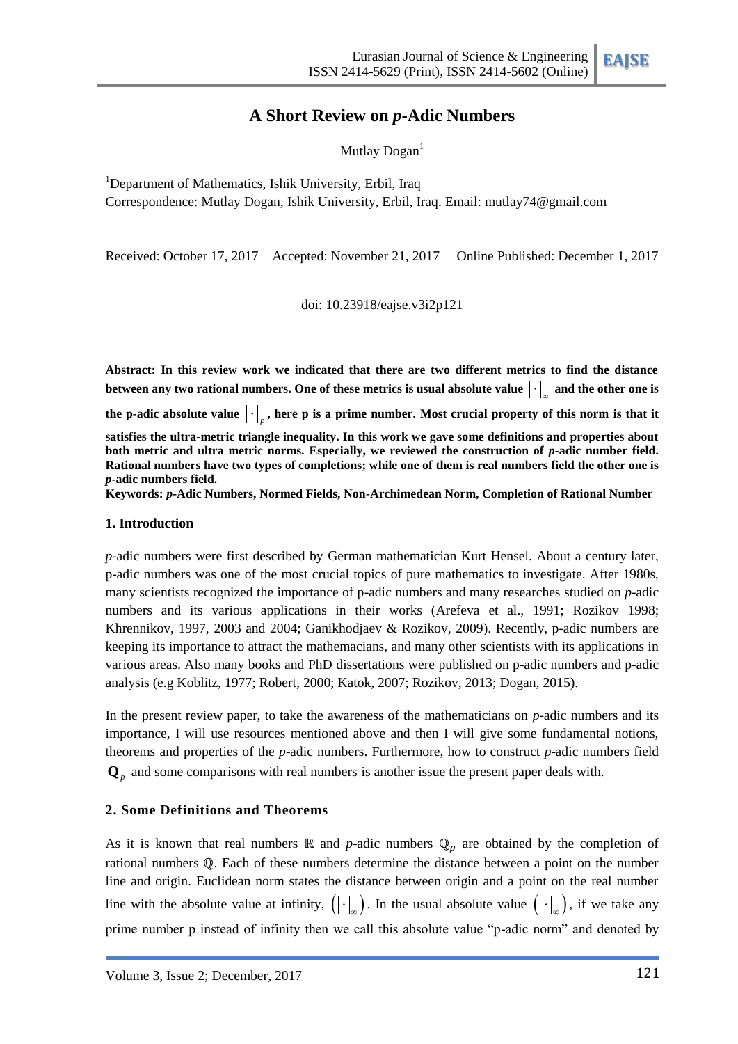# A Short Review on *p*-Adic Numbers

Mutlay Dogan[1]

[1]Department of Mathematics, Ishik University, Erbil, Iraq

Correspondence: Mutlay Dogan, Ishik University, Erbil, Iraq. Email: mutlay74@gmail.com

Received: October 17, 2017 Accepted: November 21, 2017 Online Published: December 1, 2017

doi: 10.23918/eajse.v3i2p121

**Abstract: In this review work we indicated that there are two different metrics to find the distance between any two rational numbers. One of these metrics is usual absolute value $\left|\cdot\right|_{\infty}$ and the other one is the p-adic absolute value $\left|\cdot\right|_{p}$, here p is a prime number. Most crucial property of this norm is that it satisfies the ultra-metric triangle inequality. In this work we gave some definitions and properties about both metric and ultra metric norms. Especially, we reviewed the construction of *p*-adic number field. Rational numbers have two types of completions; while one of them is real numbers field the other one is *p*-adic numbers field.**

**Keywords: *p*-Adic Numbers, Normed Fields, Non-Archimedean Norm, Completion of Rational Number**

## 1. Introduction

*p*-adic numbers were first described by German mathematician Kurt Hensel. About a century later, p-adic numbers was one of the most crucial topics of pure mathematics to investigate. After 1980s, many scientists recognized the importance of p-adic numbers and many researches studied on *p*-adic numbers and its various applications in their works (Arefeva et al., 1991; Rozikov 1998; Khrennikov, 1997, 2003 and 2004; Ganikhodjaev & Rozikov, 2009). Recently, p-adic numbers are keeping its importance to attract the mathemacians, and many other scientists with its applications in various areas. Also many books and PhD dissertations were published on p-adic numbers and p-adic analysis (e.g Koblitz, 1977; Robert, 2000; Katok, 2007; Rozikov, 2013; Dogan, 2015).

In the present review paper, to take the awareness of the mathematicians on *p*-adic numbers and its importance, I will use resources mentioned above and then I will give some fundamental notions, theorems and properties of the *p*-adic numbers. Furthermore, how to construct *p*-adic numbers field $\mathbf{Q}_p$ and some comparisons with real numbers is another issue the present paper deals with.

## 2. Some Definitions and Theorems

As it is known that real numbers $\mathbb{R}$ and *p*-adic numbers $\mathbb{Q}_p$ are obtained by the completion of rational numbers $\mathbb{Q}$. Each of these numbers determine the distance between a point on the number line and origin. Euclidean norm states the distance between origin and a point on the real number line with the absolute value at infinity, $\left(\left|\cdot\right|_{\infty}\right)$. In the usual absolute value $\left(\left|\cdot\right|_{\infty}\right)$, if we take any prime number p instead of infinity then we call this absolute value "p-adic norm" and denoted by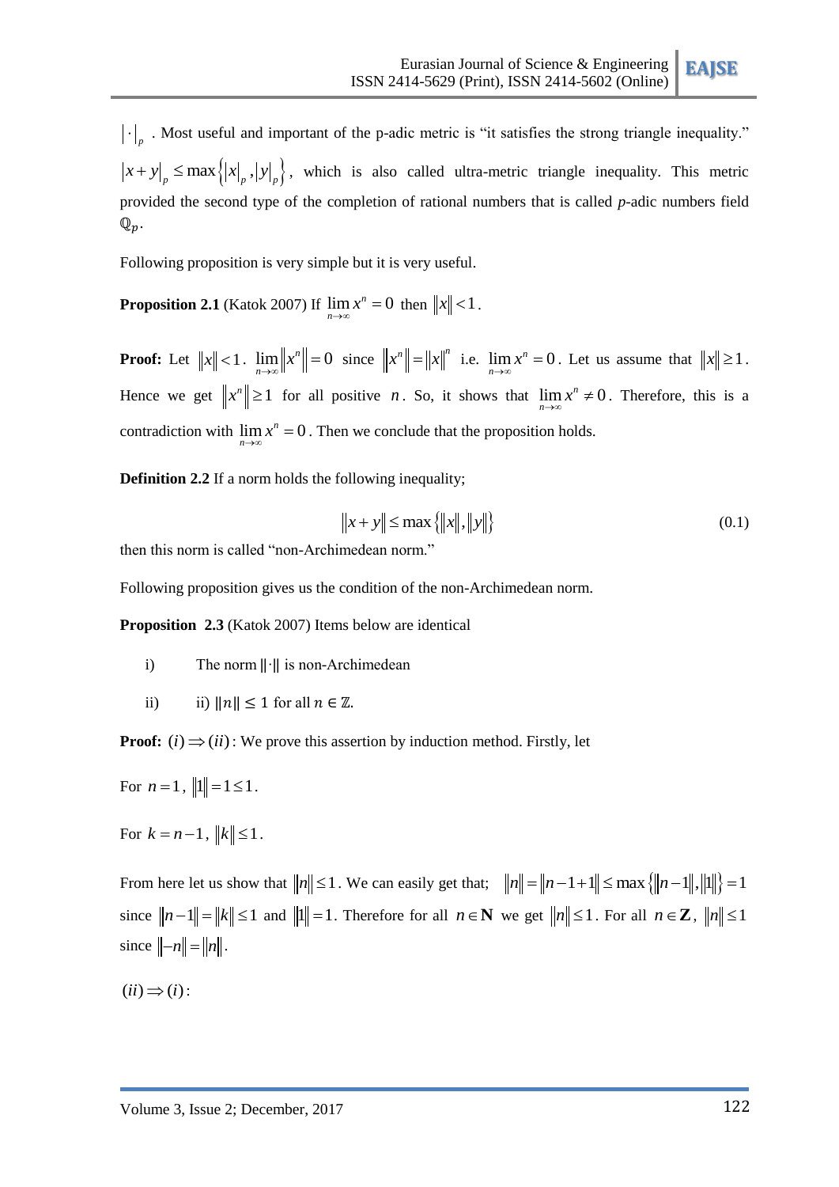$\left|\cdot\right|_p$ . Most useful and important of the p-adic metric is "it satisfies the strong triangle inequality." $\left|x+y\right|_p \le \max\left\{\left|x\right|_p, \left|y\right|_p\right\}$, which is also called ultra-metric triangle inequality. This metric provided the second type of the completion of rational numbers that is called *p*-adic numbers field $\mathbb{Q}_p$.

Following proposition is very simple but it is very useful.

**Proposition 2.1** (Katok 2007) If $\lim_{n\to\infty} x^n = 0$ then $\|x\| < 1$.

**Proof:** Let $\|x\| < 1$. $\lim_{n\to\infty} \|x^n\| = 0$ since $\|x^n\| = \|x\|^n$ i.e. $\lim_{n\to\infty} x^n = 0$. Let us assume that $\|x\| \ge 1$. Hence we get $\|x^n\| \ge 1$ for all positive $n$. So, it shows that $\lim_{n\to\infty} x^n \ne 0$. Therefore, this is a contradiction with $\lim_{n\to\infty} x^n = 0$. Then we conclude that the proposition holds.

**Definition 2.2** If a norm holds the following inequality;

$$\|x+y\| \le \max\left\{\|x\|, \|y\|\right\} \tag{0.1}$$

then this norm is called "non-Archimedean norm."

Following proposition gives us the condition of the non-Archimedean norm.

**Proposition 2.3** (Katok 2007) Items below are identical

i) The norm $\|\cdot\|$ is non-Archimedean

ii) ii) $\|n\| \le 1$ for all $n \in \mathbb{Z}$.

**Proof:** $(i) \Rightarrow (ii)$: We prove this assertion by induction method. Firstly, let

For $n=1$, $\|1\| = 1 \le 1$.

For $k = n-1$, $\|k\| \le 1$.

From here let us show that $\|n\| \le 1$. We can easily get that; $\|n\| = \|n-1+1\| \le \max\left\{\|n-1\|, \|1\|\right\} = 1$ since $\|n-1\| = \|k\| \le 1$ and $\|1\| = 1$. Therefore for all $n \in \mathbf{N}$ we get $\|n\| \le 1$. For all $n \in \mathbf{Z}$, $\|n\| \le 1$ since $\|-n\| = \|n\|$.

$(ii) \Rightarrow (i)$: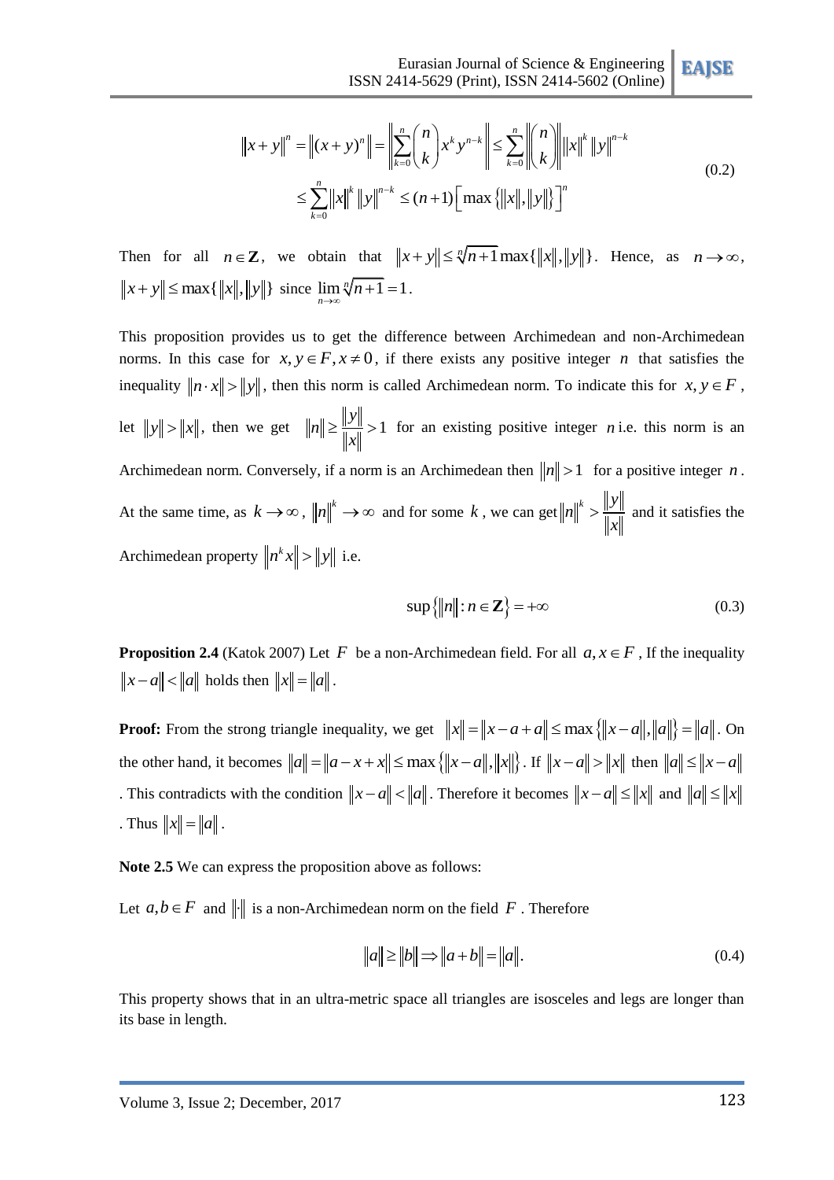$$
\begin{aligned}
\|x+y\|^n &= \|(x+y)^n\| = \left\|\sum_{k=0}^{n}\binom{n}{k}x^k y^{n-k}\right\| \le \sum_{k=0}^{n}\left\|\binom{n}{k}\right\|\|x\|^k\|y\|^{n-k} \\
&\le \sum_{k=0}^{n}\|x\|^k\|y\|^{n-k} \le (n+1)\left[\max\{\|x\|,\|y\|\}\right]^n
\end{aligned}
\tag{0.2}
$$

Then for all $n \in \mathbf{Z}$, we obtain that $\|x+y\| \le \sqrt[n]{n+1}\max\{\|x\|,\|y\|\}$. Hence, as $n \to \infty$, $\|x+y\| \le \max\{\|x\|,\|y\|\}$ since $\lim_{n\to\infty}\sqrt[n]{n+1} = 1$.

This proposition provides us to get the difference between Archimedean and non-Archimedean norms. In this case for $x, y \in F, x \ne 0$, if there exists any positive integer $n$ that satisfies the inequality $\|n \cdot x\| > \|y\|$, then this norm is called Archimedean norm. To indicate this for $x, y \in F$, let $\|y\| > \|x\|$, then we get $\|n\| \ge \frac{\|y\|}{\|x\|} > 1$ for an existing positive integer $n$ i.e. this norm is an Archimedean norm. Conversely, if a norm is an Archimedean then $\|n\| > 1$ for a positive integer $n$. At the same time, as $k \to \infty$, $\|n\|^k \to \infty$ and for some $k$, we can get $\|n\|^k > \frac{\|y\|}{\|x\|}$ and it satisfies the Archimedean property $\|n^k x\| > \|y\|$ i.e.

$$
\sup\{\|n\| : n \in \mathbf{Z}\} = +\infty \tag{0.3}
$$

**Proposition 2.4** (Katok 2007) Let $F$ be a non-Archimedean field. For all $a, x \in F$, If the inequality $\|x-a\| < \|a\|$ holds then $\|x\| = \|a\|$.

**Proof:** From the strong triangle inequality, we get $\|x\| = \|x-a+a\| \le \max\{\|x-a\|,\|a\|\} = \|a\|$. On the other hand, it becomes $\|a\| = \|a-x+x\| \le \max\{\|x-a\|,\|x\|\}$. If $\|x-a\| > \|x\|$ then $\|a\| \le \|x-a\|$. This contradicts with the condition $\|x-a\| < \|a\|$. Therefore it becomes $\|x-a\| \le \|x\|$ and $\|a\| \le \|x\|$. Thus $\|x\| = \|a\|$.

**Note 2.5** We can express the proposition above as follows:

Let $a, b \in F$ and $\|\cdot\|$ is a non-Archimedean norm on the field $F$. Therefore

$$
\|a\| \ge \|b\| \Rightarrow \|a+b\| = \|a\|. \tag{0.4}
$$

This property shows that in an ultra-metric space all triangles are isosceles and legs are longer than its base in length.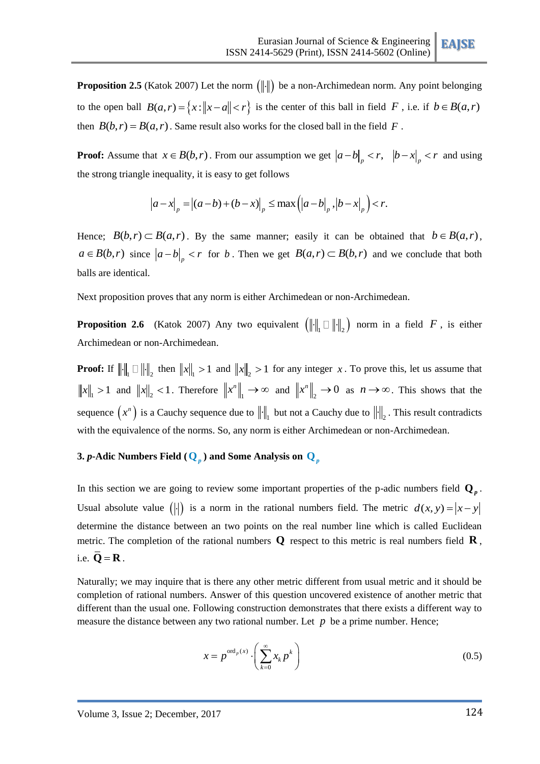**Proposition 2.5** (Katok 2007) Let the norm $(\|\cdot\|)$ be a non-Archimedean norm. Any point belonging to the open ball $B(a,r)=\{x:\|x-a\|<r\}$ is the center of this ball in field $F$, i.e. if $b\in B(a,r)$ then $B(b,r)=B(a,r)$. Same result also works for the closed ball in the field $F$.

**Proof:** Assume that $x\in B(b,r)$. From our assumption we get $|a-b|_p<r, \quad |b-x|_p<r$ and using the strong triangle inequality, it is easy to get follows

$$|a-x|_p=|(a-b)+(b-x)|_p\leq \max\left(|a-b|_p,|b-x|_p\right)<r.$$

Hence; $B(b,r)\subset B(a,r)$. By the same manner; easily it can be obtained that $b\in B(a,r)$, $a\in B(b,r)$ since $|a-b|_p<r$ for $b$. Then we get $B(a,r)\subset B(b,r)$ and we conclude that both balls are identical.

Next proposition proves that any norm is either Archimedean or non-Archimedean.

**Proposition 2.6** (Katok 2007) Any two equivalent $\left(\|\cdot\|_1 \sim \|\cdot\|_2\right)$ norm in a field $F$, is either Archimedean or non-Archimedean.

**Proof:** If $\|\cdot\|_1 \sim \|\cdot\|_2$ then $\|x\|_1>1$ and $\|x\|_2>1$ for any integer $x$. To prove this, let us assume that $\|x\|_1>1$ and $\|x\|_2<1$. Therefore $\|x^n\|_1\to\infty$ and $\|x^n\|_2\to 0$ as $n\to\infty$. This shows that the sequence $(x^n)$ is a Cauchy sequence due to $\|\cdot\|_1$ but not a Cauchy due to $\|\cdot\|_2$. This result contradicts with the equivalence of the norms. So, any norm is either Archimedean or non-Archimedean.

### 3. *p*-Adic Numbers Field ($\mathbf{Q}_p$) and Some Analysis on $\mathbf{Q}_p$

In this section we are going to review some important properties of the p-adic numbers field $\mathbf{Q}_p$. Usual absolute value $(|\cdot|)$ is a norm in the rational numbers field. The metric $d(x,y)=|x-y|$ determine the distance between an two points on the real number line which is called Euclidean metric. The completion of the rational numbers $\mathbf{Q}$ respect to this metric is real numbers field $\mathbf{R}$, i.e. $\overline{\mathbf{Q}}=\mathbf{R}$.

Naturally; we may inquire that is there any other metric different from usual metric and it should be completion of rational numbers. Answer of this question uncovered existence of another metric that different than the usual one. Following construction demonstrates that there exists a different way to measure the distance between any two rational number. Let $p$ be a prime number. Hence;

$$x=p^{\operatorname{ord}_p(x)}\cdot\left(\sum_{k=0}^{\infty}x_k p^k\right) \tag{0.5}$$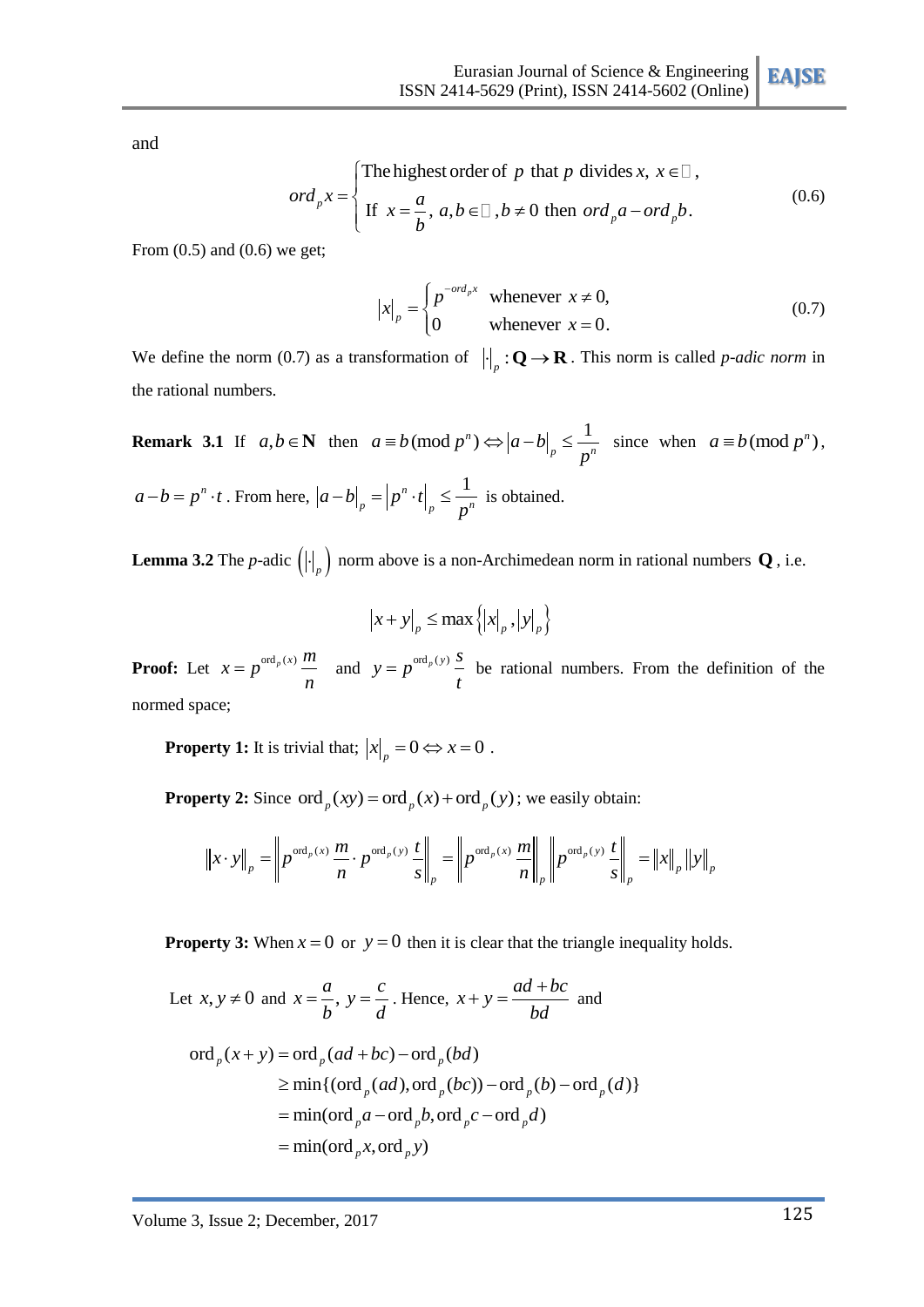and

$$
ord_p x = \begin{cases} \text{The highest order of } p \text{ that } p \text{ divides } x,\ x \in \mathbb{Z}, \\ \text{If } x = \dfrac{a}{b},\ a, b \in \mathbb{Z}, b \neq 0 \text{ then } ord_p a - ord_p b. \end{cases} \tag{0.6}
$$

From (0.5) and (0.6) we get;

$$
|x|_p = \begin{cases} p^{-ord_p x} & \text{whenever } x \neq 0, \\ 0 & \text{whenever } x = 0. \end{cases} \tag{0.7}
$$

We define the norm (0.7) as a transformation of $|\cdot|_p : \mathbf{Q} \rightarrow \mathbf{R}$. This norm is called *p-adic norm* in the rational numbers.

**Remark 3.1** If $a, b \in \mathbf{N}$ then $a \equiv b (\bmod p^n) \Leftrightarrow |a-b|_p \leq \dfrac{1}{p^n}$ since when $a \equiv b (\bmod p^n)$, $a - b = p^n \cdot t$. From here, $|a-b|_p = |p^n \cdot t|_p \leq \dfrac{1}{p^n}$ is obtained.

**Lemma 3.2** The *p*-adic $\left(|\cdot|_p\right)$ norm above is a non-Archimedean norm in rational numbers $\mathbf{Q}$, i.e.

$$
|x+y|_p \leq \max\left\{|x|_p, |y|_p\right\}
$$

**Proof:** Let $x = p^{\text{ord}_p(x)} \dfrac{m}{n}$ and $y = p^{\text{ord}_p(y)} \dfrac{s}{t}$ be rational numbers. From the definition of the normed space;

**Property 1:** It is trivial that; $|x|_p = 0 \Leftrightarrow x = 0$ .

**Property 2:** Since $\text{ord}_p(xy) = \text{ord}_p(x) + \text{ord}_p(y)$; we easily obtain:

$$
\|x \cdot y\|_p = \left\| p^{\text{ord}_p(x)} \frac{m}{n} \cdot p^{\text{ord}_p(y)} \frac{t}{s} \right\|_p = \left\| p^{\text{ord}_p(x)} \frac{m}{n} \right\|_p \left\| p^{\text{ord}_p(y)} \frac{t}{s} \right\|_p = \|x\|_p \|y\|_p
$$

**Property 3:** When $x = 0$ or $y = 0$ then it is clear that the triangle inequality holds.

Let $x, y \neq 0$ and $x = \dfrac{a}{b},\ y = \dfrac{c}{d}$. Hence, $x + y = \dfrac{ad+bc}{bd}$ and

$$
\begin{aligned}
\text{ord}_p(x+y) &= \text{ord}_p(ad+bc) - \text{ord}_p(bd) \\
&\geq \min\{(\text{ord}_p(ad), \text{ord}_p(bc)) - \text{ord}_p(b) - \text{ord}_p(d)\} \\
&= \min(\text{ord}_p a - \text{ord}_p b, \text{ord}_p c - \text{ord}_p d) \\
&= \min(\text{ord}_p x, \text{ord}_p y)
\end{aligned}
$$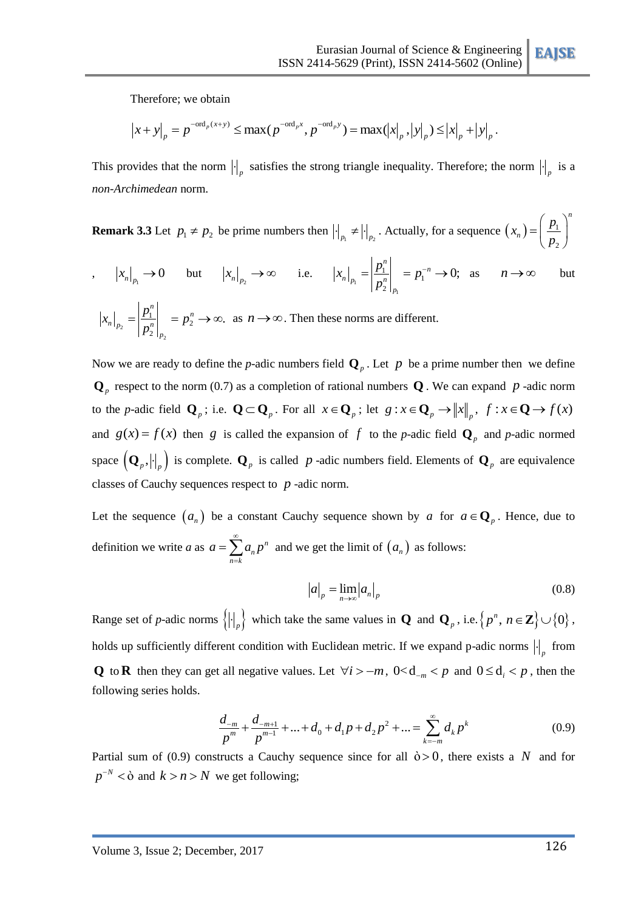Therefore; we obtain

$$|x+y|_p = p^{-\mathrm{ord}_p(x+y)} \leq \max(p^{-\mathrm{ord}_p x}, p^{-\mathrm{ord}_p y}) = \max(|x|_p, |y|_p) \leq |x|_p + |y|_p .$$

This provides that the norm $|\cdot|_p$ satisfies the strong triangle inequality. Therefore; the norm $|\cdot|_p$ is a *non-Archimedean* norm.

**Remark 3.3** Let $p_1 \neq p_2$ be prime numbers then $|\cdot|_{p_1} \neq |\cdot|_{p_2}$. Actually, for a sequence $(x_n) = \left(\frac{p_1}{p_2}\right)^n$, $|x_n|_{p_1} \to 0$ but $|x_n|_{p_2} \to \infty$ i.e. $|x_n|_{p_1} = \left|\frac{p_1^n}{p_2^n}\right|_{p_1} = p_1^{-n} \to 0;$ as $n \to \infty$ but $|x_n|_{p_2} = \left|\frac{p_1^n}{p_2^n}\right|_{p_2} = p_2^n \to \infty.$ as $n \to \infty$. Then these norms are different.

Now we are ready to define the *p*-adic numbers field $\mathbf{Q}_p$. Let $p$ be a prime number then we define $\mathbf{Q}_p$ respect to the norm (0.7) as a completion of rational numbers $\mathbf{Q}$. We can expand $p$-adic norm to the *p*-adic field $\mathbf{Q}_p$; i.e. $\mathbf{Q} \subset \mathbf{Q}_p$. For all $x \in \mathbf{Q}_p$; let $g : x \in \mathbf{Q}_p \to \|x\|_p$, $f : x \in \mathbf{Q} \to f(x)$ and $g(x) = f(x)$ then $g$ is called the expansion of $f$ to the *p*-adic field $\mathbf{Q}_p$ and *p*-adic normed space $\left(\mathbf{Q}_p, |\cdot|_p\right)$ is complete. $\mathbf{Q}_p$ is called $p$-adic numbers field. Elements of $\mathbf{Q}_p$ are equivalence classes of Cauchy sequences respect to $p$-adic norm.

Let the sequence $(a_n)$ be a constant Cauchy sequence shown by $a$ for $a \in \mathbf{Q}_p$. Hence, due to definition we write *a* as $a = \sum_{n=k}^{\infty} a_n p^n$ and we get the limit of $(a_n)$ as follows:

$$|a|_p = \lim_{n\to\infty} |a_n|_p \tag{0.8}$$

Range set of *p*-adic norms $\left\{|\cdot|_p\right\}$ which take the same values in $\mathbf{Q}$ and $\mathbf{Q}_p$, i.e. $\left\{p^n, n \in \mathbf{Z}\right\} \cup \{0\}$, holds up sufficiently different condition with Euclidean metric. If we expand p-adic norms $|\cdot|_p$ from $\mathbf{Q}$ to $\mathbf{R}$ then they can get all negative values. Let $\forall i > -m$, $0 < d_{-m} < p$ and $0 \leq d_i < p$, then the following series holds.

$$\frac{d_{-m}}{p^m} + \frac{d_{-m+1}}{p^{m-1}} + \ldots + d_0 + d_1 p + d_2 p^2 + \ldots = \sum_{k=-m}^{\infty} d_k p^k \tag{0.9}$$

Partial sum of (0.9) constructs a Cauchy sequence since for all $\epsilon > 0$, there exists a $N$ and for $p^{-N} < \epsilon$ and $k > n > N$ we get following;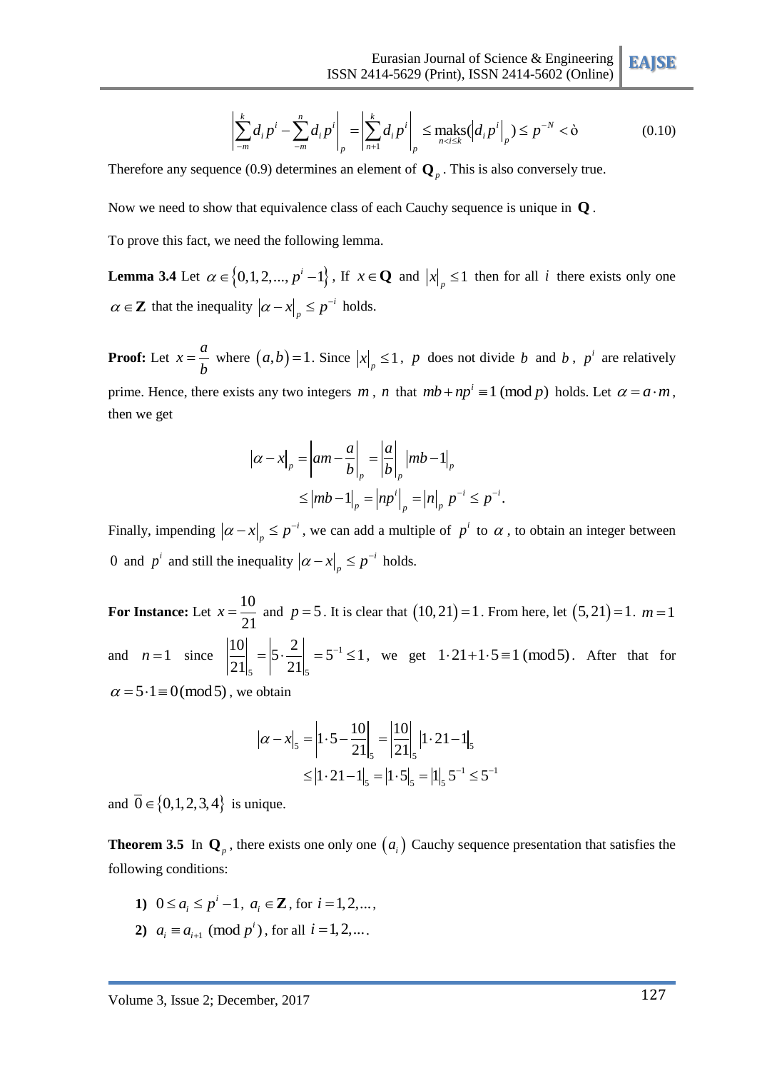$$\left|\sum_{-m}^{k} d_i p^i - \sum_{-m}^{n} d_i p^i\right|_p = \left|\sum_{n+1}^{k} d_i p^i\right|_p \leq \underset{n<i\leq k}{\text{maks}}(\left|d_i p^i\right|_p) \leq p^{-N} < \epsilon \tag{0.10}$$

Therefore any sequence (0.9) determines an element of $\mathbf{Q}_p$. This is also conversely true.

Now we need to show that equivalence class of each Cauchy sequence is unique in $\mathbf{Q}$.

To prove this fact, we need the following lemma.

**Lemma 3.4** Let $\alpha \in \{0,1,2,...,p^i - 1\}$, If $x \in \mathbf{Q}$ and $|x|_p \leq 1$ then for all $i$ there exists only one $\alpha \in \mathbf{Z}$ that the inequality $|\alpha - x|_p \leq p^{-i}$ holds.

**Proof:** Let $x = \dfrac{a}{b}$ where $(a,b) = 1$. Since $|x|_p \leq 1$, $p$ does not divide $b$ and $b$, $p^i$ are relatively prime. Hence, there exists any two integers $m$, $n$ that $mb + np^i \equiv 1 \pmod p$ holds. Let $\alpha = a \cdot m$, then we get

$$\begin{aligned}
|\alpha - x|_p &= \left|am - \frac{a}{b}\right|_p = \left|\frac{a}{b}\right|_p |mb - 1|_p \\
&\leq |mb-1|_p = \left|np^i\right|_p = |n|_p\, p^{-i} \leq p^{-i}.
\end{aligned}$$

Finally, impending $|\alpha - x|_p \leq p^{-i}$, we can add a multiple of $p^i$ to $\alpha$, to obtain an integer between $0$ and $p^i$ and still the inequality $|\alpha - x|_p \leq p^{-i}$ holds.

**For Instance:** Let $x = \dfrac{10}{21}$ and $p = 5$. It is clear that $(10,21) = 1$. From here, let $(5,21) = 1$. $m = 1$ and $n = 1$ since $\left|\dfrac{10}{21}\right|_5 = \left|5 \cdot \dfrac{2}{21}\right|_5 = 5^{-1} \leq 1$, we get $1 \cdot 21 + 1 \cdot 5 \equiv 1 \pmod 5$. After that for $\alpha = 5 \cdot 1 \equiv 0 \pmod 5$, we obtain

$$\begin{aligned}
|\alpha - x|_5 &= \left|1 \cdot 5 - \frac{10}{21}\right|_5 = \left|\frac{10}{21}\right|_5 |1 \cdot 21 - 1|_5 \\
&\leq |1 \cdot 21 - 1|_5 = |1 \cdot 5|_5 = |1|_5\, 5^{-1} \leq 5^{-1}
\end{aligned}$$

and $\overline{0} \in \{0,1,2,3,4\}$ is unique.

**Theorem 3.5** In $\mathbf{Q}_p$, there exists one only one $(a_i)$ Cauchy sequence presentation that satisfies the following conditions:

1) $0 \leq a_i \leq p^i - 1$, $a_i \in \mathbf{Z}$, for $i = 1,2,...$,
2) $a_i \equiv a_{i+1} \pmod{p^i}$, for all $i = 1,2,...$.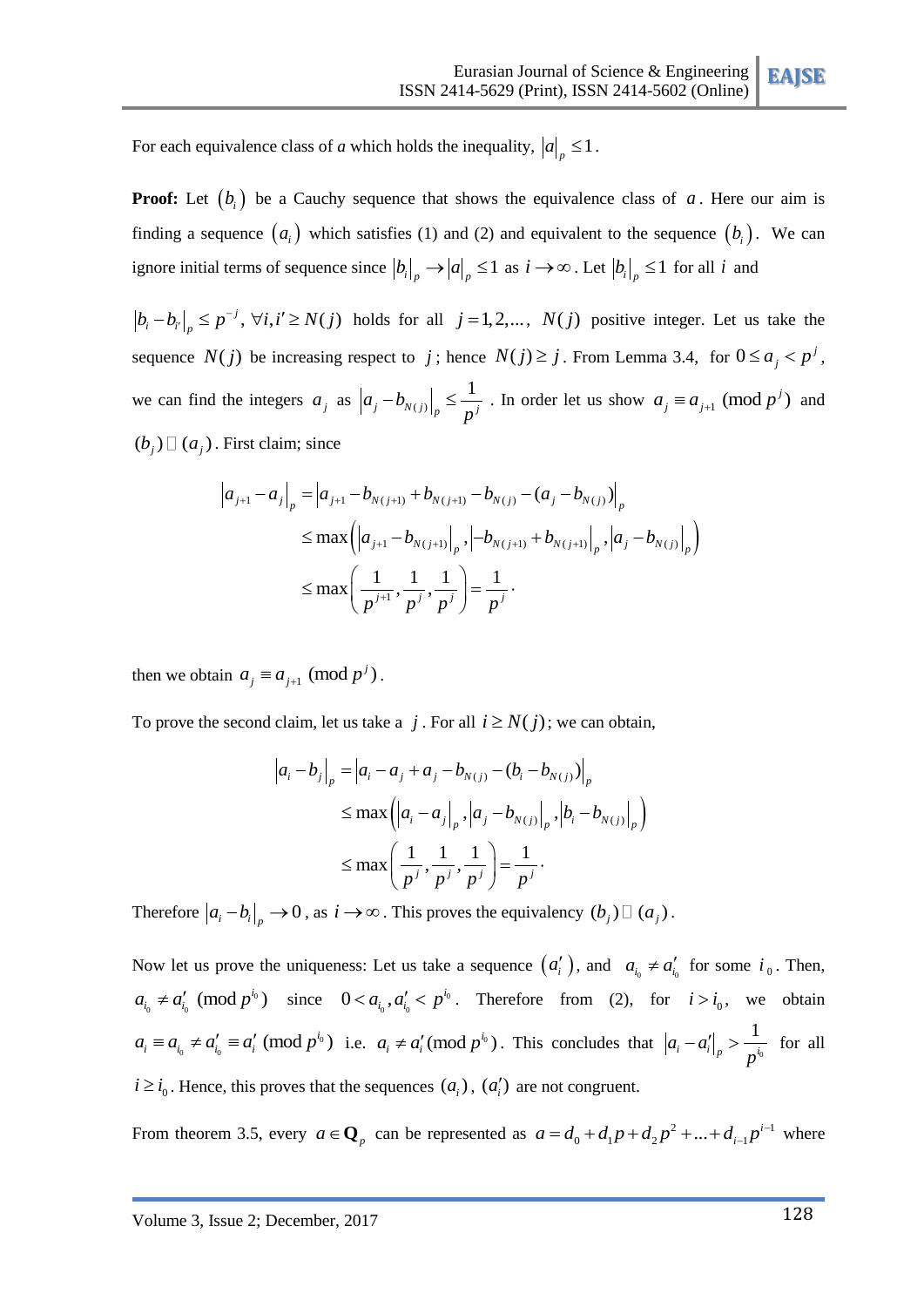For each equivalence class of $a$ which holds the inequality, $|a|_p \leq 1$.

**Proof:** Let $(b_i)$ be a Cauchy sequence that shows the equivalence class of $a$. Here our aim is finding a sequence $(a_i)$ which satisfies (1) and (2) and equivalent to the sequence $(b_i)$. We can ignore initial terms of sequence since $|b_i|_p \to |a|_p \leq 1$ as $i \to \infty$. Let $|b_i|_p \leq 1$ for all $i$ and

$|b_i - b_{i'}|_p \leq p^{-j}, \forall i, i' \geq N(j)$ holds for all $j = 1, 2, ...,$ $N(j)$ positive integer. Let us take the sequence $N(j)$ be increasing respect to $j$; hence $N(j) \geq j$. From Lemma 3.4, for $0 \leq a_j < p^j$, we can find the integers $a_j$ as $|a_j - b_{N(j)}|_p \leq \frac{1}{p^j}$. In order let us show $a_j \equiv a_{j+1} \pmod{p^j}$ and $(b_j) \sim (a_j)$. First claim; since

$$\begin{aligned}
|a_{j+1} - a_j|_p &= |a_{j+1} - b_{N(j+1)} + b_{N(j+1)} - b_{N(j)} - (a_j - b_{N(j)})|_p \\
&\leq \max\left(|a_{j+1} - b_{N(j+1)}|_p, |-b_{N(j+1)} + b_{N(j+1)}|_p, |a_j - b_{N(j)}|_p\right) \\
&\leq \max\left(\frac{1}{p^{j+1}}, \frac{1}{p^j}, \frac{1}{p^j}\right) = \frac{1}{p^j}.
\end{aligned}$$

then we obtain $a_j \equiv a_{j+1} \pmod{p^j}$.

To prove the second claim, let us take a $j$. For all $i \geq N(j)$; we can obtain,

$$\begin{aligned}
|a_i - b_j|_p &= |a_i - a_j + a_j - b_{N(j)} - (b_i - b_{N(j)})|_p \\
&\leq \max\left(|a_i - a_j|_p, |a_j - b_{N(j)}|_p, |b_i - b_{N(j)}|_p\right) \\
&\leq \max\left(\frac{1}{p^j}, \frac{1}{p^j}, \frac{1}{p^j}\right) = \frac{1}{p^j}.
\end{aligned}$$

Therefore $|a_i - b_i|_p \to 0$, as $i \to \infty$. This proves the equivalency $(b_j) \sim (a_j)$.

Now let us prove the uniqueness: Let us take a sequence $(a_i')$, and $a_{i_0} \neq a_{i_0}'$ for some $i_0$. Then, $a_{i_0} \neq a_{i_0}' \pmod{p^{i_0}}$ since $0 < a_{i_0}, a_{i_0}' < p^{i_0}$. Therefore from (2), for $i > i_0$, we obtain $a_i \equiv a_{i_0} \neq a_{i_0}' \equiv a_i' \pmod{p^{i_0}}$ i.e. $a_i \neq a_i' \pmod{p^{i_0}}$. This concludes that $|a_i - a_i'|_p > \frac{1}{p^{i_0}}$ for all $i \geq i_0$. Hence, this proves that the sequences $(a_i)$, $(a_i')$ are not congruent.

From theorem 3.5, every $a \in \mathbf{Q}_p$ can be represented as $a = d_0 + d_1 p + d_2 p^2 + ... + d_{i-1} p^{i-1}$ where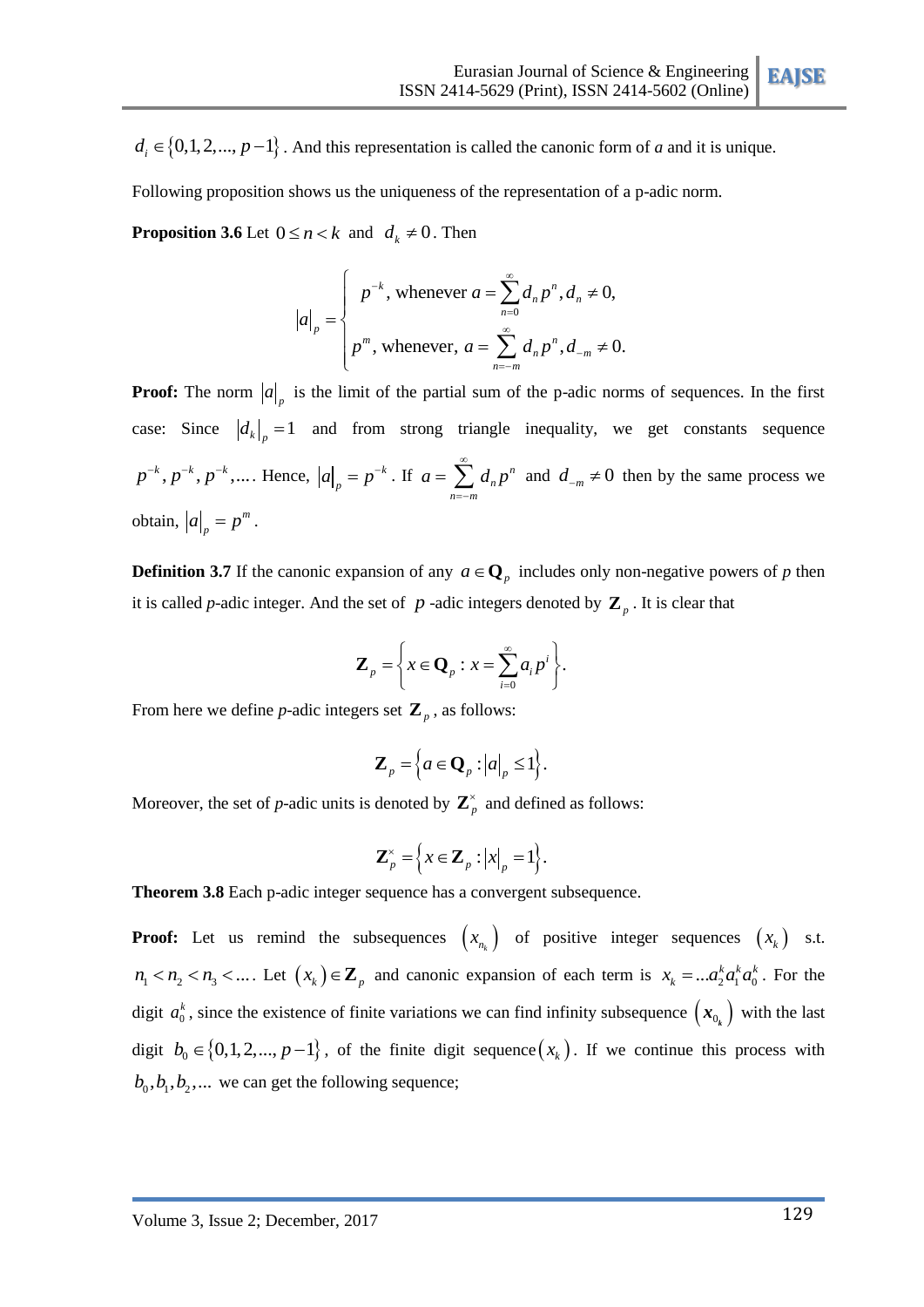$d_i \in \{0,1,2,...,p-1\}$. And this representation is called the canonic form of *a* and it is unique.

Following proposition shows us the uniqueness of the representation of a p-adic norm.

**Proposition 3.6** Let $0 \le n < k$ and $d_k \ne 0$. Then

$$|a|_p = \begin{cases} p^{-k}, \text{ whenever } a = \sum_{n=0}^{\infty} d_n p^n, d_n \ne 0, \\ p^m, \text{ whenever, } a = \sum_{n=-m}^{\infty} d_n p^n, d_{-m} \ne 0. \end{cases}$$

**Proof:** The norm $|a|_p$ is the limit of the partial sum of the p-adic norms of sequences. In the first case: Since $|d_k|_p = 1$ and from strong triangle inequality, we get constants sequence $p^{-k}, p^{-k}, p^{-k}, ...$. Hence, $|a|_p = p^{-k}$. If $a = \sum_{n=-m}^{\infty} d_n p^n$ and $d_{-m} \ne 0$ then by the same process we obtain, $|a|_p = p^m$.

**Definition 3.7** If the canonic expansion of any $a \in \mathbf{Q}_p$ includes only non-negative powers of *p* then it is called *p*-adic integer. And the set of $p$-adic integers denoted by $\mathbf{Z}_p$. It is clear that

$$\mathbf{Z}_p = \left\{ x \in \mathbf{Q}_p : x = \sum_{i=0}^{\infty} a_i p^i \right\}.$$

From here we define *p*-adic integers set $\mathbf{Z}_p$, as follows:

$$\mathbf{Z}_p = \left\{ a \in \mathbf{Q}_p : |a|_p \le 1 \right\}.$$

Moreover, the set of *p*-adic units is denoted by $\mathbf{Z}_p^{\times}$ and defined as follows:

$$\mathbf{Z}_p^{\times} = \left\{ x \in \mathbf{Z}_p : |x|_p = 1 \right\}.$$

**Theorem 3.8** Each p-adic integer sequence has a convergent subsequence.

**Proof:** Let us remind the subsequences $(x_{n_k})$ of positive integer sequences $(x_k)$ s.t. $n_1 < n_2 < n_3 < ...$. Let $(x_k) \in \mathbf{Z}_p$ and canonic expansion of each term is $x_k = ...a_2^k a_1^k a_0^k$. For the digit $a_0^k$, since the existence of finite variations we can find infinity subsequence $(x_{0_k})$ with the last digit $b_0 \in \{0,1,2,...,p-1\}$, of the finite digit sequence $(x_k)$. If we continue this process with $b_0, b_1, b_2, ...$ we can get the following sequence;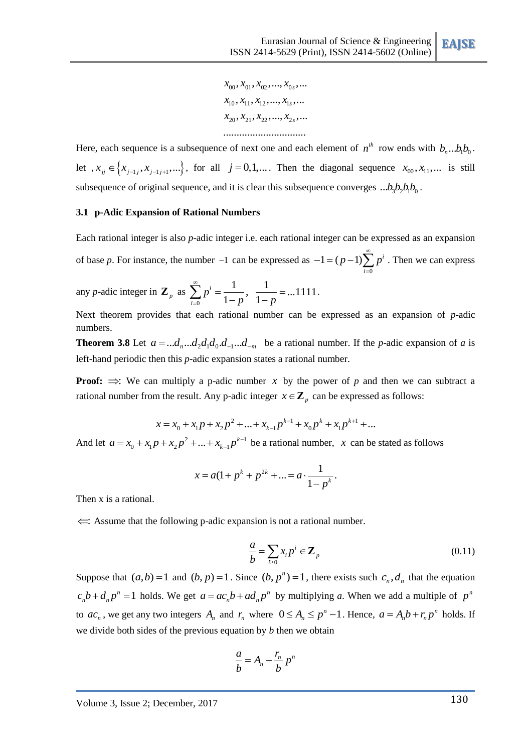$$
\begin{aligned}
&x_{00}, x_{01}, x_{02}, ..., x_{0s}, ... \\
&x_{10}, x_{11}, x_{12}, ..., x_{1s}, ... \\
&x_{20}, x_{21}, x_{22}, ..., x_{2s}, ... \\
&..............................
\end{aligned}
$$

Here, each sequence is a subsequence of next one and each element of $n^{th}$ row ends with $b_n...b_1b_0$. let $, x_{jj} \in \{x_{j-1j}, x_{j-1j+1}, ...\}$, for all $j = 0,1,...$. Then the diagonal sequence $x_{00}, x_{11}, ...$ is still subsequence of original sequence, and it is clear this subsequence converges $...b_3b_2b_1b_0$.

### 3.1 p-Adic Expansion of Rational Numbers

Each rational integer is also *p*-adic integer i.e. each rational integer can be expressed as an expansion of base *p*. For instance, the number $-1$ can be expressed as $-1 = (p-1)\sum_{i=0}^{\infty} p^i$. Then we can express any *p*-adic integer in $\mathbf{Z}_p$ as $\sum_{i=0}^{\infty} p^i = \frac{1}{1-p}$, $\frac{1}{1-p} = ...1111$.

Next theorem provides that each rational number can be expressed as an expansion of *p*-adic numbers.

**Theorem 3.8** Let $a = ...d_n...d_2d_1d_0.d_{-1}...d_{-m}$ be a rational number. If the *p*-adic expansion of *a* is left-hand periodic then this *p*-adic expansion states a rational number.

**Proof:** $\Rightarrow$: We can multiply a p-adic number $x$ by the power of *p* and then we can subtract a rational number from the result. Any p-adic integer $x \in \mathbf{Z}_p$ can be expressed as follows:

$$
x = x_0 + x_1 p + x_2 p^2 + ... + x_{k-1} p^{k-1} + x_0 p^k + x_1 p^{k+1} + ...
$$

And let $a = x_0 + x_1 p + x_2 p^2 + ... + x_{k-1} p^{k-1}$ be a rational number, $x$ can be stated as follows

$$
x = a(1 + p^k + p^{2k} + ... = a \cdot \frac{1}{1-p^k}.
$$

Then x is a rational.

$\Leftarrow$: Assume that the following p-adic expansion is not a rational number.

$$
\frac{a}{b} = \sum_{i \geq 0} x_i p^i \in \mathbf{Z}_p \tag{0.11}
$$

Suppose that $(a,b) = 1$ and $(b, p) = 1$. Since $(b, p^n) = 1$, there exists such $c_n, d_n$ that the equation $c_n b + d_n p^n = 1$ holds. We get $a = ac_n b + ad_n p^n$ by multiplying *a*. When we add a multiple of $p^n$ to $ac_n$, we get any two integers $A_n$ and $r_n$ where $0 \leq A_n \leq p^n - 1$. Hence, $a = A_n b + r_n p^n$ holds. If we divide both sides of the previous equation by *b* then we obtain

$$
\frac{a}{b} = A_n + \frac{r_n}{b} p^n
$$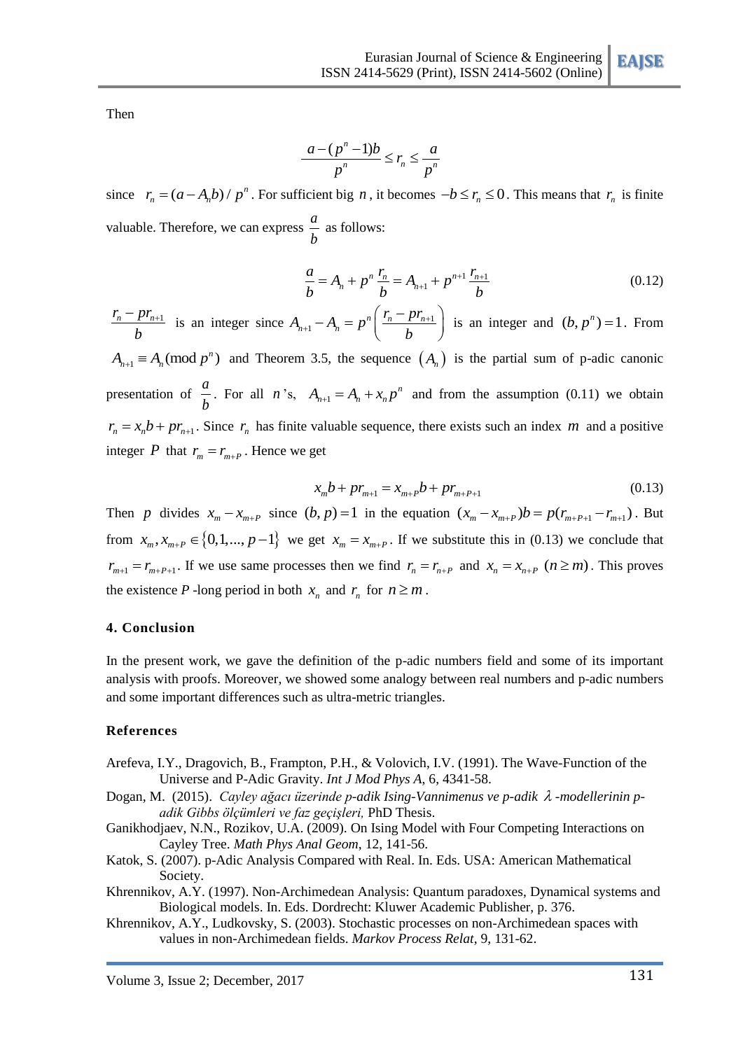Then

$$\frac{a-(p^n-1)b}{p^n} \le r_n \le \frac{a}{p^n}$$

since $r_n = (a - A_n b)/p^n$. For sufficient big $n$, it becomes $-b \le r_n \le 0$. This means that $r_n$ is finite valuable. Therefore, we can express $\frac{a}{b}$ as follows:

$$\frac{a}{b} = A_n + p^n \frac{r_n}{b} = A_{n+1} + p^{n+1} \frac{r_{n+1}}{b} \tag{0.12}$$

$\frac{r_n - pr_{n+1}}{b}$ is an integer since $A_{n+1} - A_n = p^n \left( \frac{r_n - pr_{n+1}}{b} \right)$ is an integer and $(b, p^n) = 1$. From $A_{n+1} \equiv A_n (\bmod p^n)$ and Theorem 3.5, the sequence $(A_n)$ is the partial sum of p-adic canonic presentation of $\frac{a}{b}$. For all $n$'s, $A_{n+1} = A_n + x_n p^n$ and from the assumption (0.11) we obtain $r_n = x_n b + pr_{n+1}$. Since $r_n$ has finite valuable sequence, there exists such an index $m$ and a positive integer $P$ that $r_m = r_{m+P}$. Hence we get

$$x_m b + pr_{m+1} = x_{m+P} b + pr_{m+P+1} \tag{0.13}$$

Then $p$ divides $x_m - x_{m+P}$ since $(b, p) = 1$ in the equation $(x_m - x_{m+P})b = p(r_{m+P+1} - r_{m+1})$. But from $x_m, x_{m+P} \in \{0, 1, ..., p-1\}$ we get $x_m = x_{m+P}$. If we substitute this in (0.13) we conclude that $r_{m+1} = r_{m+P+1}$. If we use same processes then we find $r_n = r_{n+P}$ and $x_n = x_{n+P}$ $(n \ge m)$. This proves the existence $P$ -long period in both $x_n$ and $r_n$ for $n \ge m$.

## 4. Conclusion

In the present work, we gave the definition of the p-adic numbers field and some of its important analysis with proofs. Moreover, we showed some analogy between real numbers and p-adic numbers and some important differences such as ultra-metric triangles.

## References

Arefeva, I.Y., Dragovich, B., Frampton, P.H., & Volovich, I.V. (1991). The Wave-Function of the Universe and P-Adic Gravity. *Int J Mod Phys A*, 6, 4341-58.

Dogan, M. (2015). *Cayley ağacı üzerinde p-adik Ising-Vannimenus ve p-adik $\lambda$ -modellerinin p-adik Gibbs ölçümleri ve faz geçişleri,* PhD Thesis.

Ganikhodjaev, N.N., Rozikov, U.A. (2009). On Ising Model with Four Competing Interactions on Cayley Tree. *Math Phys Anal Geom*, 12, 141-56.

Katok, S. (2007). p-Adic Analysis Compared with Real. In. Eds. USA: American Mathematical Society.

Khrennikov, A.Y. (1997). Non-Archimedean Analysis: Quantum paradoxes, Dynamical systems and Biological models. In. Eds. Dordrecht: Kluwer Academic Publisher, p. 376.

Khrennikov, A.Y., Ludkovsky, S. (2003). Stochastic processes on non-Archimedean spaces with values in non-Archimedean fields. *Markov Process Relat*, 9, 131-62.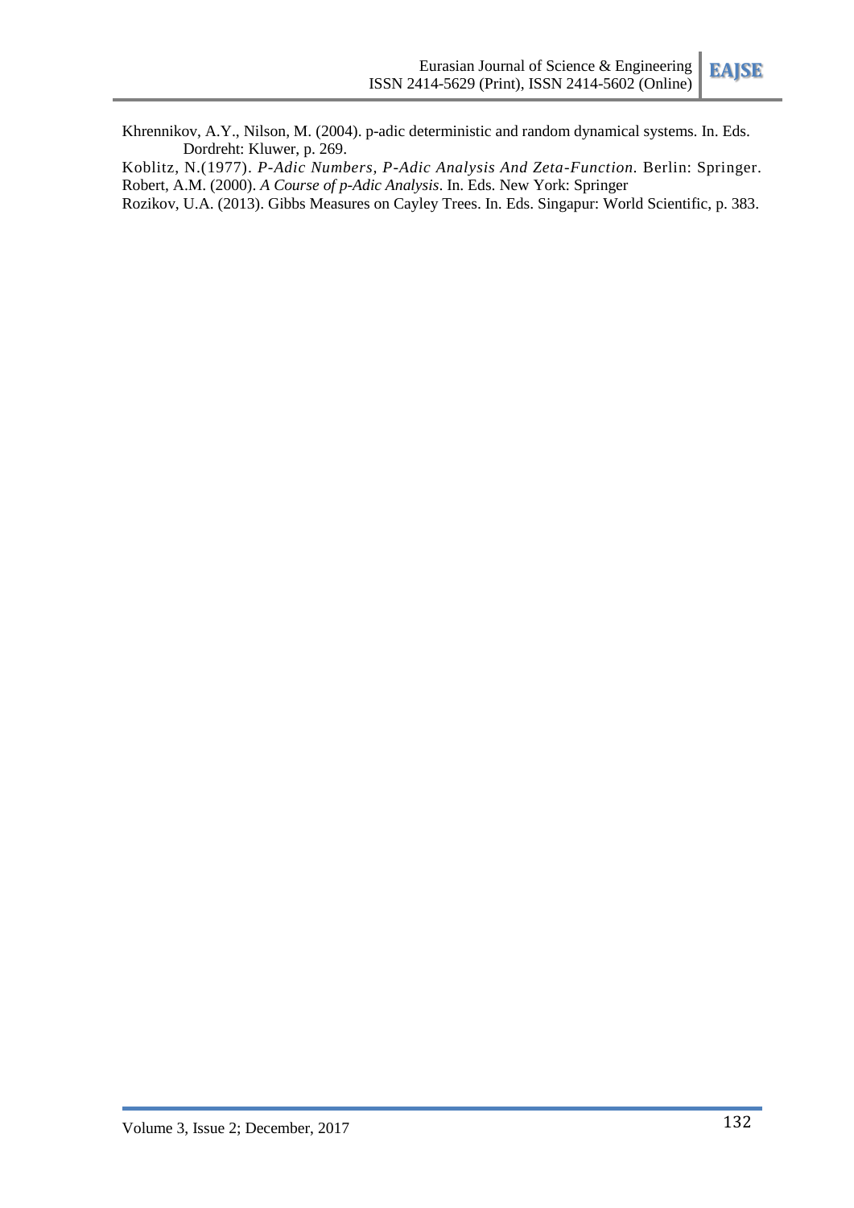Khrennikov, A.Y., Nilson, M. (2004). p-adic deterministic and random dynamical systems. In. Eds. Dordreht: Kluwer, p. 269.

Koblitz, N.(1977). *P-Adic Numbers, P-Adic Analysis And Zeta-Function.* Berlin: Springer.

Robert, A.M. (2000). *A Course of p-Adic Analysis*. In. Eds. New York: Springer

Rozikov, U.A. (2013). Gibbs Measures on Cayley Trees. In. Eds. Singapur: World Scientific, p. 383.